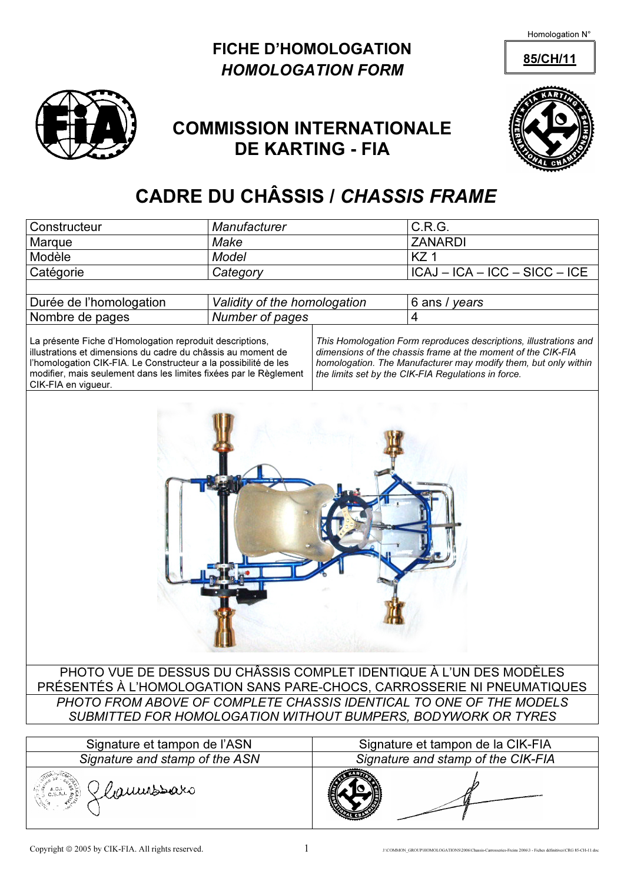Homologation N°

**85/CH/11**

# FICHE D'HOMOLOGATION
## *HOMOLOGATION FORM*

## COMMISSION INTERNATIONALE DE KARTING - FIA

# CADRE DU CHÂSSIS / *CHASSIS FRAME*

| Constructeur | *Manufacturer* | C.R.G. |
|---|---|---|
| Marque | *Make* | ZANARDI |
| Modèle | *Model* | KZ 1 |
| Catégorie | *Category* | ICAJ – ICA – ICC – SICC – ICE |
| | | |
| Durée de l'homologation | *Validity of the homologation* | 6 ans / *years* |
| Nombre de pages | *Number of pages* | 4 |

La présente Fiche d'Homologation reproduit descriptions, illustrations et dimensions du cadre du châssis au moment de l'homologation CIK-FIA. Le Constructeur a la possibilité de les modifier, mais seulement dans les limites fixées par le Règlement CIK-FIA en vigueur.

*This Homologation Form reproduces descriptions, illustrations and dimensions of the chassis frame at the moment of the CIK-FIA homologation. The Manufacturer may modify them, but only within the limits set by the CIK-FIA Regulations in force.*

PHOTO VUE DE DESSUS DU CHÂSSIS COMPLET IDENTIQUE À L'UN DES MODÈLES PRÉSENTÉS À L'HOMOLOGATION SANS PARE-CHOCS, CARROSSERIE NI PNEUMATIQUES

*PHOTO FROM ABOVE OF COMPLETE CHASSIS IDENTICAL TO ONE OF THE MODELS SUBMITTED FOR HOMOLOGATION WITHOUT BUMPERS, BODYWORK OR TYRES*

| Signature et tampon de l'ASN | Signature et tampon de la CIK-FIA |
|---|---|
| *Signature and stamp of the ASN* | *Signature and stamp of the CIK-FIA* |
| | |

Copyright © 2005 by CIK-FIA. All rights reserved.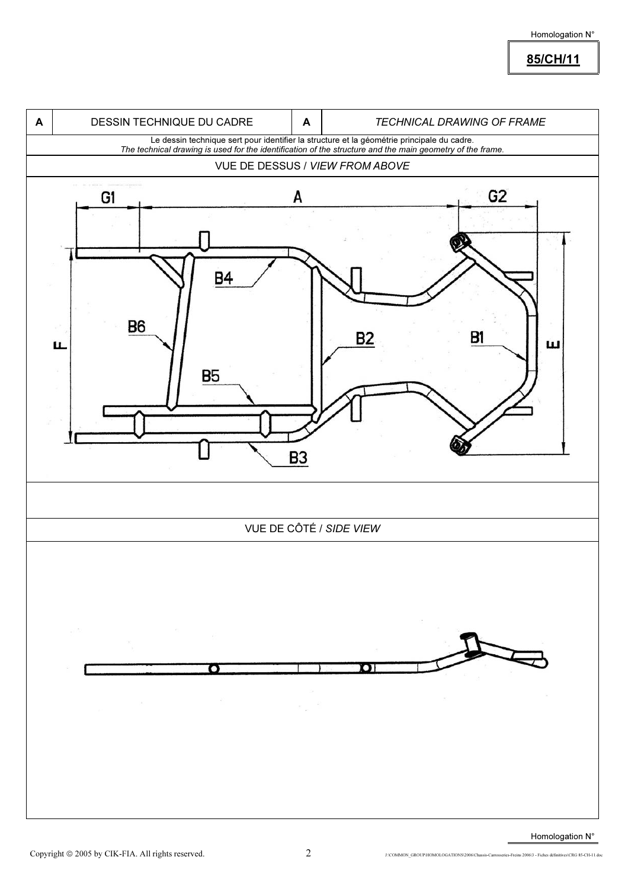Homologation N°

**85/CH/11**

| A | DESSIN TECHNIQUE DU CADRE | A | *TECHNICAL DRAWING OF FRAME* |
|---|---|---|---|

Le dessin technique sert pour identifier la structure et la géométrie principale du cadre.
*The technical drawing is used for the identification of the structure and the main geometry of the frame.*

VUE DE DESSUS / *VIEW FROM ABOVE*

G1 A G2

B4 B6 B2 B1 F E B5 B3

VUE DE CÔTÉ / *SIDE VIEW*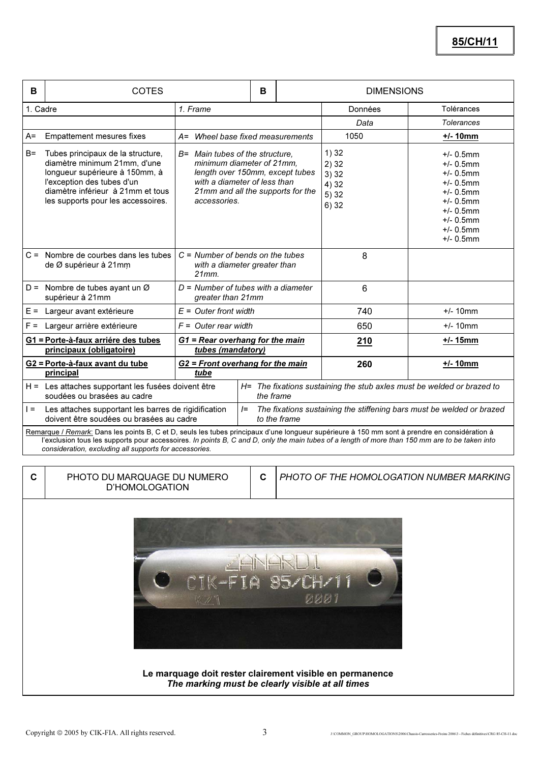**85/CH/11**

| B | COTES | B | DIMENSIONS | |
|---|---|---|---|---|
| 1. Cadre | *1. Frame* | | Données | Tolérances |
| | | | *Data* | *Tolerances* |
| A= Empattement mesures fixes | *A= Wheel base fixed measurements* | | 1050 | **+/- 10mm** |
| B= Tubes principaux de la structure, diamètre minimum 21mm, d'une longueur supérieure à 150mm, à l'exception des tubes d'un diamètre inférieur à 21mm et tous les supports pour les accessoires. | *B= Main tubes of the structure, minimum diameter of 21mm, length over 150mm, except tubes with a diameter of less than 21mm and all the supports for the accessories.* | | 1) 32<br>2) 32<br>3) 32<br>4) 32<br>5) 32<br>6) 32 | +/- 0.5mm<br>+/- 0.5mm<br>+/- 0.5mm<br>+/- 0.5mm<br>+/- 0.5mm<br>+/- 0.5mm<br>+/- 0.5mm<br>+/- 0.5mm<br>+/- 0.5mm<br>+/- 0.5mm |
| C = Nombre de courbes dans les tubes de Ø supérieur à 21mm | *C = Number of bends on the tubes with a diameter greater than 21mm.* | | 8 | |
| D = Nombre de tubes ayant un Ø supérieur à 21mm | *D = Number of tubes with a diameter greater than 21mm* | | 6 | |
| E = Largeur avant extérieure | *E = Outer front width* | | 740 | +/- 10mm |
| F = Largeur arrière extérieure | *F = Outer rear width* | | 650 | +/- 10mm |
| **G1 = Porte-à-faux arriére des tubes principaux (obligatoire)** | ***G1 = Rear overhang for the main tubes (mandatory)*** | | **210** | **+/- 15mm** |
| **G2 = Porte-à-faux avant du tube principal** | ***G2 = Front overhang for the main tube*** | | **260** | **+/- 10mm** |
| H = Les attaches supportant les fusées doivent être soudées ou brasées au cadre | *H= The fixations sustaining the stub axles must be welded or brazed to the frame* | | | |
| I = Les attaches supportant les barres de rigidification doivent être soudées ou brasées au cadre | *I= The fixations sustaining the stiffening bars must be welded or brazed to the frame* | | | |

Remarque / *Remark*: Dans les points B, C et D, seuls les tubes principaux d'une longueur supérieure à 150 mm sont à prendre en considération à l'exclusion tous les supports pour accessoires. *In points B, C and D, only the main tubes of a length of more than 150 mm are to be taken into consideration, excluding all supports for accessories.*

| C | PHOTO DU MARQUAGE DU NUMERO D'HOMOLOGATION | C | *PHOTO OF THE HOMOLOGATION NUMBER MARKING* |
|---|---|---|---|

**Le marquage doit rester clairement visible en permanence**
***The marking must be clearly visible at all times***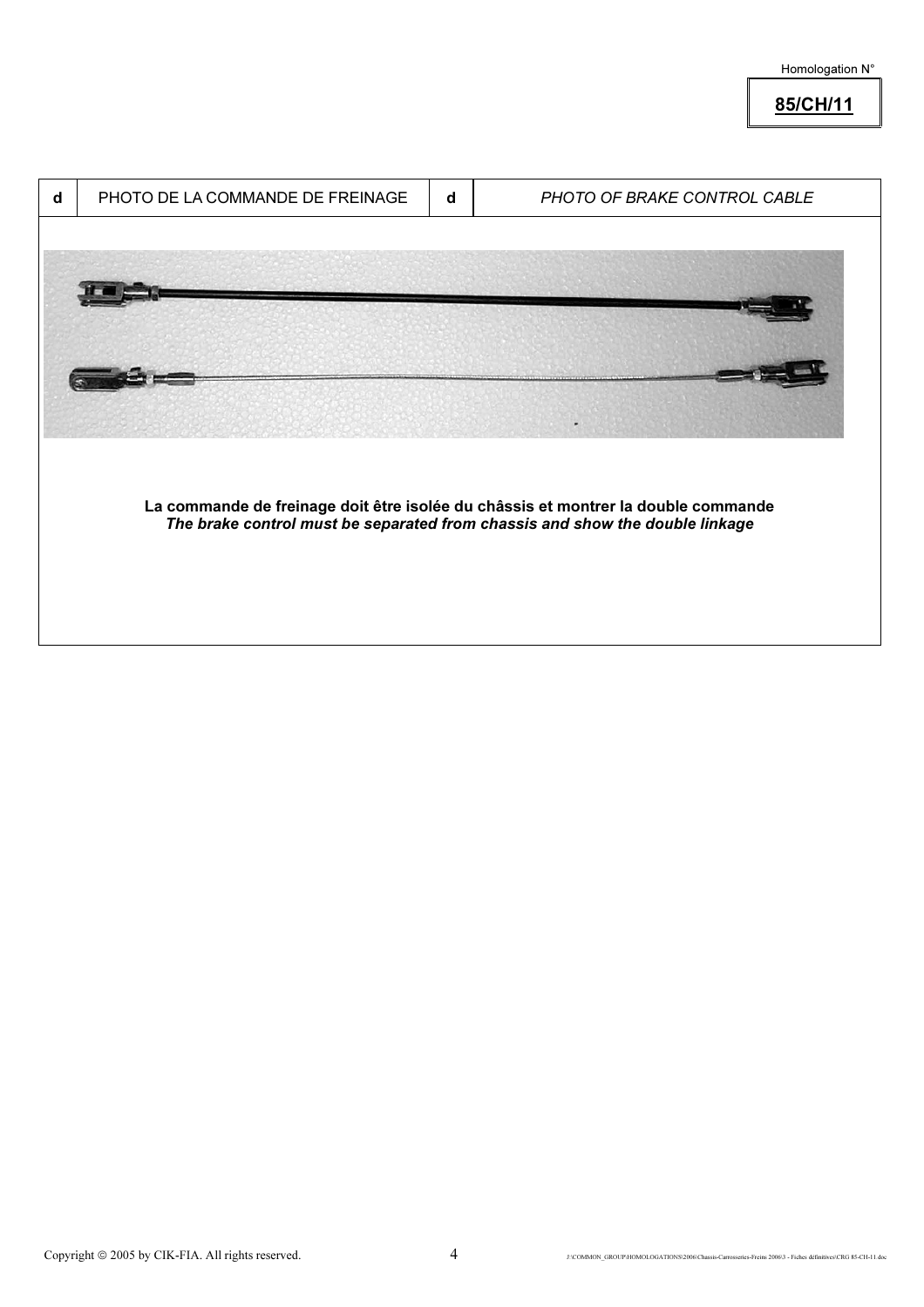Homologation N°

**85/CH/11**

| d | PHOTO DE LA COMMANDE DE FREINAGE | d | *PHOTO OF BRAKE CONTROL CABLE* |
|---|---|---|---|

**La commande de freinage doit être isolée du châssis et montrer la double commande**
***The brake control must be separated from chassis and show the double linkage***

Copyright © 2005 by CIK-FIA. All rights reserved.

J:\COMMON_GROUP\HOMOLOGATIONS\2006\Chassis-Carrosseries-Freins 2006\3 - Fiches definitives\CRG 85-CH-11.doc